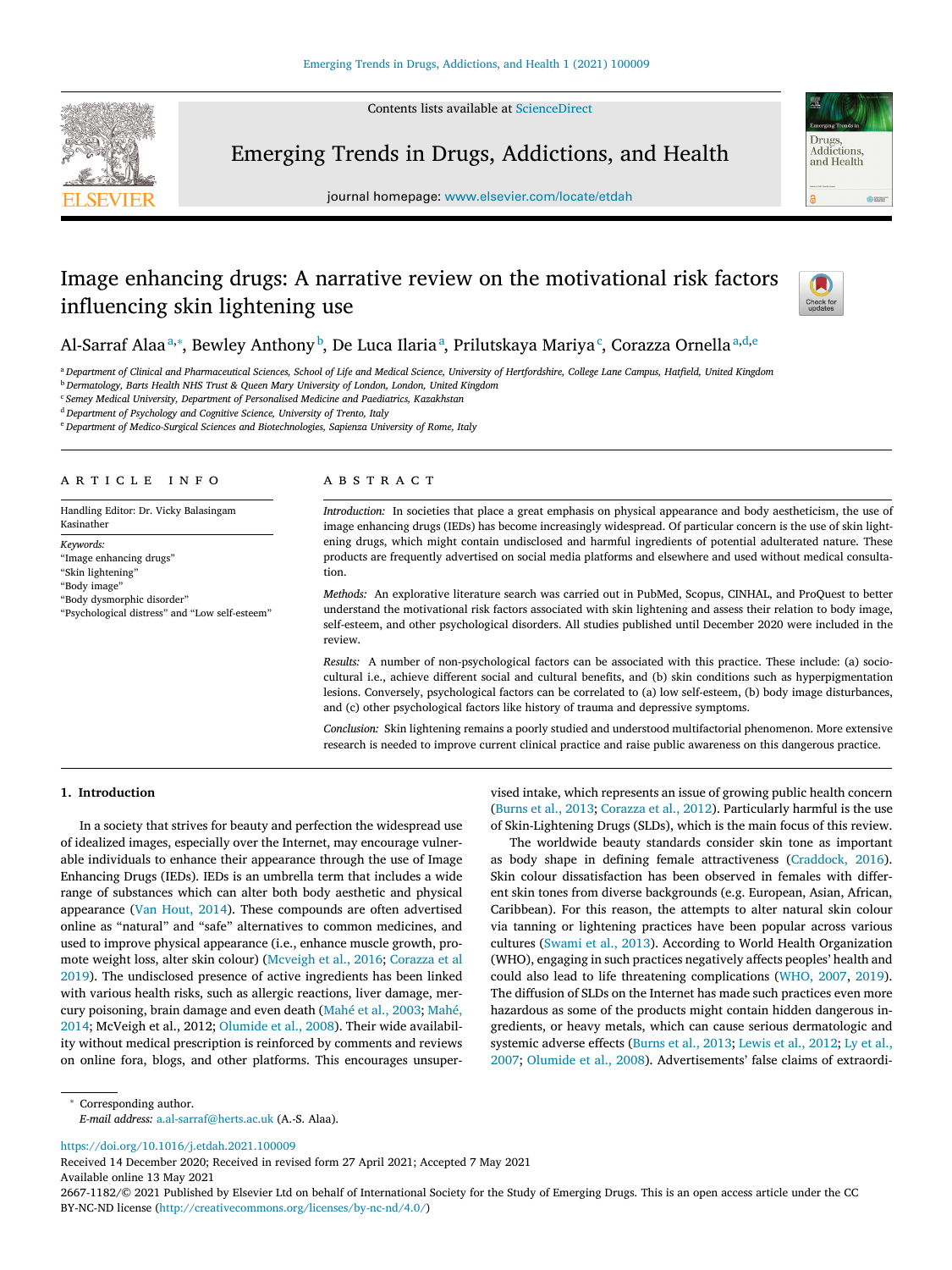# Image enhancing drugs: A narrative review on the motivational risk factors influencing skin lightening use

Al-Sarraf Alaa[a,*], Bewley Anthony[b], De Luca Ilaria[a], Prilutskaya Mariya[c], Corazza Ornella[a,d,e]

[a] Department of Clinical and Pharmaceutical Sciences, School of Life and Medical Science, University of Hertfordshire, College Lane Campus, Hatfield, United Kingdom
[b] Dermatology, Barts Health NHS Trust & Queen Mary University of London, London, United Kingdom
[c] Semey Medical University, Department of Personalised Medicine and Paediatrics, Kazakhstan
[d] Department of Psychology and Cognitive Science, University of Trento, Italy
[e] Department of Medico-Surgical Sciences and Biotechnologies, Sapienza University of Rome, Italy

## ARTICLE INFO

Handling Editor: Dr. Vicky Balasingam Kasinather

*Keywords:*
"Image enhancing drugs"
"Skin lightening"
"Body image"
"Body dysmorphic disorder"
"Psychological distress" and "Low self-esteem"

## ABSTRACT

*Introduction:* In societies that place a great emphasis on physical appearance and body aestheticism, the use of image enhancing drugs (IEDs) has become increasingly widespread. Of particular concern is the use of skin lightening drugs, which might contain undisclosed and harmful ingredients of potential adulterated nature. These products are frequently advertised on social media platforms and elsewhere and used without medical consultation.

*Methods:* An explorative literature search was carried out in PubMed, Scopus, CINHAL, and ProQuest to better understand the motivational risk factors associated with skin lightening and assess their relation to body image, self-esteem, and other psychological disorders. All studies published until December 2020 were included in the review.

*Results:* A number of non-psychological factors can be associated with this practice. These include: (a) socio-cultural i.e., achieve different social and cultural benefits, and (b) skin conditions such as hyperpigmentation lesions. Conversely, psychological factors can be correlated to (a) low self-esteem, (b) body image disturbances, and (c) other psychological factors like history of trauma and depressive symptoms.

*Conclusion:* Skin lightening remains a poorly studied and understood multifactorial phenomenon. More extensive research is needed to improve current clinical practice and raise public awareness on this dangerous practice.

## 1. Introduction

In a society that strives for beauty and perfection the widespread use of idealized images, especially over the Internet, may encourage vulnerable individuals to enhance their appearance through the use of Image Enhancing Drugs (IEDs). IEDs is an umbrella term that includes a wide range of substances which can alter both body aesthetic and physical appearance (Van Hout, 2014). These compounds are often advertised online as "natural" and "safe" alternatives to common medicines, and used to improve physical appearance (i.e., enhance muscle growth, promote weight loss, alter skin colour) (Mcveigh et al., 2016; Corazza et al 2019). The undisclosed presence of active ingredients has been linked with various health risks, such as allergic reactions, liver damage, mercury poisoning, brain damage and even death (Mahé et al., 2003; Mahé, 2014; McVeigh et al., 2012; Olumide et al., 2008). Their wide availability without medical prescription is reinforced by comments and reviews on online fora, blogs, and other platforms. This encourages unsupervised intake, which represents an issue of growing public health concern (Burns et al., 2013; Corazza et al., 2012). Particularly harmful is the use of Skin-Lightening Drugs (SLDs), which is the main focus of this review.

The worldwide beauty standards consider skin tone as important as body shape in defining female attractiveness (Craddock, 2016). Skin colour dissatisfaction has been observed in females with different skin tones from diverse backgrounds (e.g. European, Asian, African, Caribbean). For this reason, the attempts to alter natural skin colour via tanning or lightening practices have been popular across various cultures (Swami et al., 2013). According to World Health Organization (WHO), engaging in such practices negatively affects peoples' health and could also lead to life threatening complications (WHO, 2007, 2019). The diffusion of SLDs on the Internet has made such practices even more hazardous as some of the products might contain hidden dangerous ingredients, or heavy metals, which can cause serious dermatologic and systemic adverse effects (Burns et al., 2013; Lewis et al., 2012; Ly et al., 2007; Olumide et al., 2008). Advertisements' false claims of extraordi-

[*] Corresponding author.
*E-mail address:* a.al-sarraf@herts.ac.uk (A.-S. Alaa).

https://doi.org/10.1016/j.etdah.2021.100009
Received 14 December 2020; Received in revised form 27 April 2021; Accepted 7 May 2021
Available online 13 May 2021
2667-1182/© 2021 Published by Elsevier Ltd on behalf of International Society for the Study of Emerging Drugs. This is an open access article under the CC BY-NC-ND license (http://creativecommons.org/licenses/by-nc-nd/4.0/)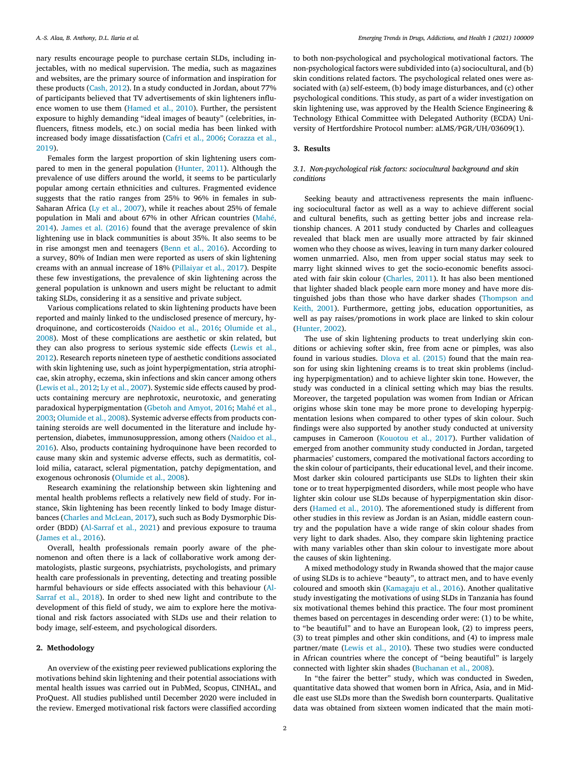nary results encourage people to purchase certain SLDs, including injectables, with no medical supervision. The media, such as magazines and websites, are the primary source of information and inspiration for these products (Cash, 2012). In a study conducted in Jordan, about 77% of participants believed that TV advertisements of skin lighteners influence women to use them (Hamed et al., 2010). Further, the persistent exposure to highly demanding "ideal images of beauty" (celebrities, influencers, fitness models, etc.) on social media has been linked with increased body image dissatisfaction (Cafri et al., 2006; Corazza et al., 2019).

Females form the largest proportion of skin lightening users compared to men in the general population (Hunter, 2011). Although the prevalence of use differs around the world, it seems to be particularly popular among certain ethnicities and cultures. Fragmented evidence suggests that the ratio ranges from 25% to 96% in females in sub-Saharan Africa (Ly et al., 2007), while it reaches about 25% of female population in Mali and about 67% in other African countries (Mahé, 2014). James et al. (2016) found that the average prevalence of skin lightening use in black communities is about 35%. It also seems to be in rise amongst men and teenagers (Benn et al., 2016). According to a survey, 80% of Indian men were reported as users of skin lightening creams with an annual increase of 18% (Pillaiyar et al., 2017). Despite these few investigations, the prevalence of skin lightening across the general population is unknown and users might be reluctant to admit taking SLDs, considering it as a sensitive and private subject.

Various complications related to skin lightening products have been reported and mainly linked to the undisclosed presence of mercury, hydroquinone, and corticosteroids (Naidoo et al., 2016; Olumide et al., 2008). Most of these complications are aesthetic or skin related, but they can also progress to serious systemic side effects (Lewis et al., 2012). Research reports nineteen type of aesthetic conditions associated with skin lightening use, such as joint hyperpigmentation, stria atrophicae, skin atrophy, eczema, skin infections and skin cancer among others (Lewis et al., 2012; Ly et al., 2007). Systemic side effects caused by products containing mercury are nephrotoxic, neurotoxic, and generating paradoxical hyperpigmentation (Gbetoh and Amyot, 2016; Mahé et al., 2003; Olumide et al., 2008). Systemic adverse effects from products containing steroids are well documented in the literature and include hypertension, diabetes, immunosuppression, among others (Naidoo et al., 2016). Also, products containing hydroquinone have been recorded to cause many skin and systemic adverse effects, such as dermatitis, colloid milia, cataract, scleral pigmentation, patchy depigmentation, and exogenous ochronosis (Olumide et al., 2008).

Research examining the relationship between skin lightening and mental health problems reflects a relatively new field of study. For instance, Skin lightening has been recently linked to body Image disturbances (Charles and McLean, 2017), such such as Body Dysmorphic Disorder (BDD) (Al-Sarraf et al., 2021) and previous exposure to trauma (James et al., 2016).

Overall, health professionals remain poorly aware of the phenomenon and often there is a lack of collaborative work among dermatologists, plastic surgeons, psychiatrists, psychologists, and primary health care professionals in preventing, detecting and treating possible harmful behaviours or side effects associated with this behaviour (Al-Sarraf et al., 2018). In order to shed new light and contribute to the development of this field of study, we aim to explore here the motivational and risk factors associated with SLDs use and their relation to body image, self-esteem, and psychological disorders.

## 2. Methodology

An overview of the existing peer reviewed publications exploring the motivations behind skin lightening and their potential associations with mental health issues was carried out in PubMed, Scopus, CINHAL, and ProQuest. All studies published until December 2020 were included in the review. Emerged motivational risk factors were classified according to both non-psychological and psychological motivational factors. The non-psychological factors were subdivided into (a) sociocultural, and (b) skin conditions related factors. The psychological related ones were associated with (a) self-esteem, (b) body image disturbances, and (c) other psychological conditions. This study, as part of a wider investigation on skin lightening use, was approved by the Health Science Engineering & Technology Ethical Committee with Delegated Authority (ECDA) University of Hertfordshire Protocol number: aLMS/PGR/UH/03609(1).

## 3. Results

### 3.1. Non-psychological risk factors: sociocultural background and skin conditions

Seeking beauty and attractiveness represents the main influencing sociocultural factor as well as a way to achieve different social and cultural benefits, such as getting better jobs and increase relationship chances. A 2011 study conducted by Charles and colleagues revealed that black men are usually more attracted by fair skinned women who they choose as wives, leaving in turn many darker coloured women unmarried. Also, men from upper social status may seek to marry light skinned wives to get the socio-economic benefits associated with fair skin colour (Charles, 2011). It has also been mentioned that lighter shaded black people earn more money and have more distinguished jobs than those who have darker shades (Thompson and Keith, 2001). Furthermore, getting jobs, education opportunities, as well as pay raises/promotions in work place are linked to skin colour (Hunter, 2002).

The use of skin lightening products to treat underlying skin conditions or achieving softer skin, free from acne or pimples, was also found in various studies. Dlova et al. (2015) found that the main reason for using skin lightening creams is to treat skin problems (including hyperpigmentation) and to achieve lighter skin tone. However, the study was conducted in a clinical setting which may bias the results. Moreover, the targeted population was women from Indian or African origins whose skin tone may be more prone to developing hyperpigmentation lesions when compared to other types of skin colour. Such findings were also supported by another study conducted at university campuses in Cameroon (Kouotou et al., 2017). Further validation of emerged from another community study conducted in Jordan, targeted pharmacies' customers, compared the motivational factors according to the skin colour of participants, their educational level, and their income. Most darker skin coloured participants use SLDs to lighten their skin tone or to treat hyperpigmented disorders, while most people who have lighter skin colour use SLDs because of hyperpigmentation skin disorders (Hamed et al., 2010). The aforementioned study is different from other studies in this review as Jordan is an Asian, middle eastern country and the population have a wide range of skin colour shades from very light to dark shades. Also, they compare skin lightening practice with many variables other than skin colour to investigate more about the causes of skin lightening.

A mixed methodology study in Rwanda showed that the major cause of using SLDs is to achieve "beauty", to attract men, and to have evenly coloured and smooth skin (Kamagaju et al., 2016). Another qualitative study investigating the motivations of using SLDs in Tanzania has found six motivational themes behind this practice. The four most prominent themes based on percentages in descending order were: (1) to be white, to "be beautiful" and to have an European look, (2) to impress peers, (3) to treat pimples and other skin conditions, and (4) to impress male partner/mate (Lewis et al., 2010). These two studies were conducted in African countries where the concept of "being beautiful" is largely connected with lighter skin shades (Buchanan et al., 2008).

In "the fairer the better" study, which was conducted in Sweden, quantitative data showed that women born in Africa, Asia, and in Middle east use SLDs more than the Swedish born counterparts. Qualitative data was obtained from sixteen women indicated that the main moti-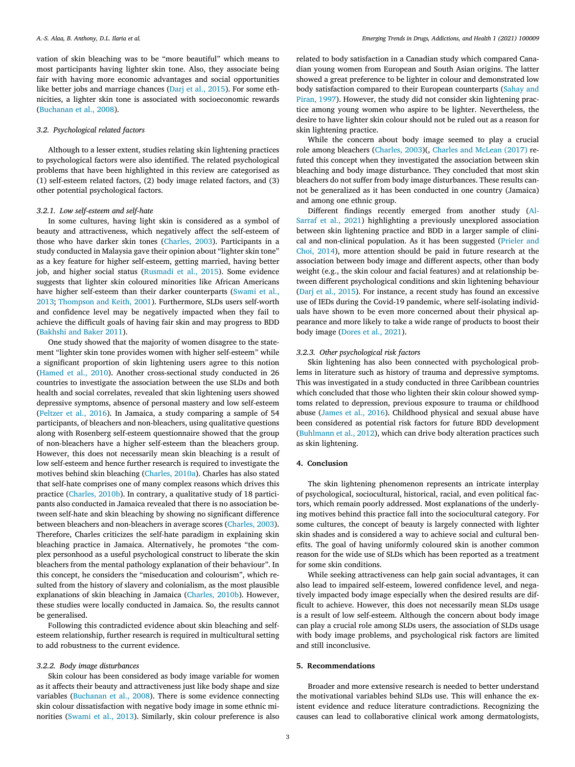vation of skin bleaching was to be "more beautiful" which means to most participants having lighter skin tone. Also, they associate being fair with having more economic advantages and social opportunities like better jobs and marriage chances (Darj et al., 2015). For some ethnicities, a lighter skin tone is associated with socioeconomic rewards (Buchanan et al., 2008).

### 3.2. Psychological related factors

Although to a lesser extent, studies relating skin lightening practices to psychological factors were also identified. The related psychological problems that have been highlighted in this review are categorised as (1) self-esteem related factors, (2) body image related factors, and (3) other potential psychological factors.

#### 3.2.1. Low self-esteem and self-hate

In some cultures, having light skin is considered as a symbol of beauty and attractiveness, which negatively affect the self-esteem of those who have darker skin tones (Charles, 2003). Participants in a study conducted in Malaysia gave their opinion about "lighter skin tone" as a key feature for higher self-esteem, getting married, having better job, and higher social status (Rusmadi et al., 2015). Some evidence suggests that lighter skin coloured minorities like African Americans have higher self-esteem than their darker counterparts (Swami et al., 2013; Thompson and Keith, 2001). Furthermore, SLDs users self-worth and confidence level may be negatively impacted when they fail to achieve the difficult goals of having fair skin and may progress to BDD (Bakhshi and Baker 2011).

One study showed that the majority of women disagree to the statement "lighter skin tone provides women with higher self-esteem" while a significant proportion of skin lightening users agree to this notion (Hamed et al., 2010). Another cross-sectional study conducted in 26 countries to investigate the association between the use SLDs and both health and social correlates, revealed that skin lightening users showed depressive symptoms, absence of personal mastery and low self-esteem (Peltzer et al., 2016). In Jamaica, a study comparing a sample of 54 participants, of bleachers and non-bleachers, using qualitative questions along with Rosenberg self-esteem questionnaire showed that the group of non-bleachers have a higher self-esteem than the bleachers group. However, this does not necessarily mean skin bleaching is a result of low self-esteem and hence further research is required to investigate the motives behind skin bleaching (Charles, 2010a). Charles has also stated that self-hate comprises one of many complex reasons which drives this practice (Charles, 2010b). In contrary, a qualitative study of 18 participants also conducted in Jamaica revealed that there is no association between self-hate and skin bleaching by showing no significant difference between bleachers and non-bleachers in average scores (Charles, 2003). Therefore, Charles criticizes the self-hate paradigm in explaining skin bleaching practice in Jamaica. Alternatively, he promotes "the complex personhood as a useful psychological construct to liberate the skin bleachers from the mental pathology explanation of their behaviour". In this concept, he considers the "miseducation and colourism", which resulted from the history of slavery and colonialism, as the most plausible explanations of skin bleaching in Jamaica (Charles, 2010b). However, these studies were locally conducted in Jamaica. So, the results cannot be generalised.

Following this contradicted evidence about skin bleaching and self-esteem relationship, further research is required in multicultural setting to add robustness to the current evidence.

#### 3.2.2. Body image disturbances

Skin colour has been considered as body image variable for women as it affects their beauty and attractiveness just like body shape and size variables (Buchanan et al., 2008). There is some evidence connecting skin colour dissatisfaction with negative body image in some ethnic minorities (Swami et al., 2013). Similarly, skin colour preference is also related to body satisfaction in a Canadian study which compared Canadian young women from European and South Asian origins. The latter showed a great preference to be lighter in colour and demonstrated low body satisfaction compared to their European counterparts (Sahay and Piran, 1997). However, the study did not consider skin lightening practice among young women who aspire to be lighter. Nevertheless, the desire to have lighter skin colour should not be ruled out as a reason for skin lightening practice.

While the concern about body image seemed to play a crucial role among bleachers (Charles, 2003)(, Charles and McLean (2017) refuted this concept when they investigated the association between skin bleaching and body image disturbance. They concluded that most skin bleachers do not suffer from body image disturbances. These results cannot be generalized as it has been conducted in one country (Jamaica) and among one ethnic group.

Different findings recently emerged from another study (Al-Sarraf et al., 2021) highlighting a previously unexplored association between skin lightening practice and BDD in a larger sample of clinical and non-clinical population. As it has been suggested (Prieler and Choi, 2014), more attention should be paid in future research at the association between body image and different aspects, other than body weight (e.g., the skin colour and facial features) and at relationship between different psychological conditions and skin lightening behaviour (Darj et al., 2015). For instance, a recent study has found an excessive use of IEDs during the Covid-19 pandemic, where self-isolating individuals have shown to be even more concerned about their physical appearance and more likely to take a wide range of products to boost their body image (Dores et al., 2021).

#### 3.2.3. Other psychological risk factors

Skin lightening has also been connected with psychological problems in literature such as history of trauma and depressive symptoms. This was investigated in a study conducted in three Caribbean countries which concluded that those who lighten their skin colour showed symptoms related to depression, previous exposure to trauma or childhood abuse (James et al., 2016). Childhood physical and sexual abuse have been considered as potential risk factors for future BDD development (Buhlmann et al., 2012), which can drive body alteration practices such as skin lightening.

## 4. Conclusion

The skin lightening phenomenon represents an intricate interplay of psychological, sociocultural, historical, racial, and even political factors, which remain poorly addressed. Most explanations of the underlying motives behind this practice fall into the sociocultural category. For some cultures, the concept of beauty is largely connected with lighter skin shades and is considered a way to achieve social and cultural benefits. The goal of having uniformly coloured skin is another common reason for the wide use of SLDs which has been reported as a treatment for some skin conditions.

While seeking attractiveness can help gain social advantages, it can also lead to impaired self-esteem, lowered confidence level, and negatively impacted body image especially when the desired results are difficult to achieve. However, this does not necessarily mean SLDs usage is a result of low self-esteem. Although the concern about body image can play a crucial role among SLDs users, the association of SLDs usage with body image problems, and psychological risk factors are limited and still inconclusive.

## 5. Recommendations

Broader and more extensive research is needed to better understand the motivational variables behind SLDs use. This will enhance the existent evidence and reduce literature contradictions. Recognizing the causes can lead to collaborative clinical work among dermatologists,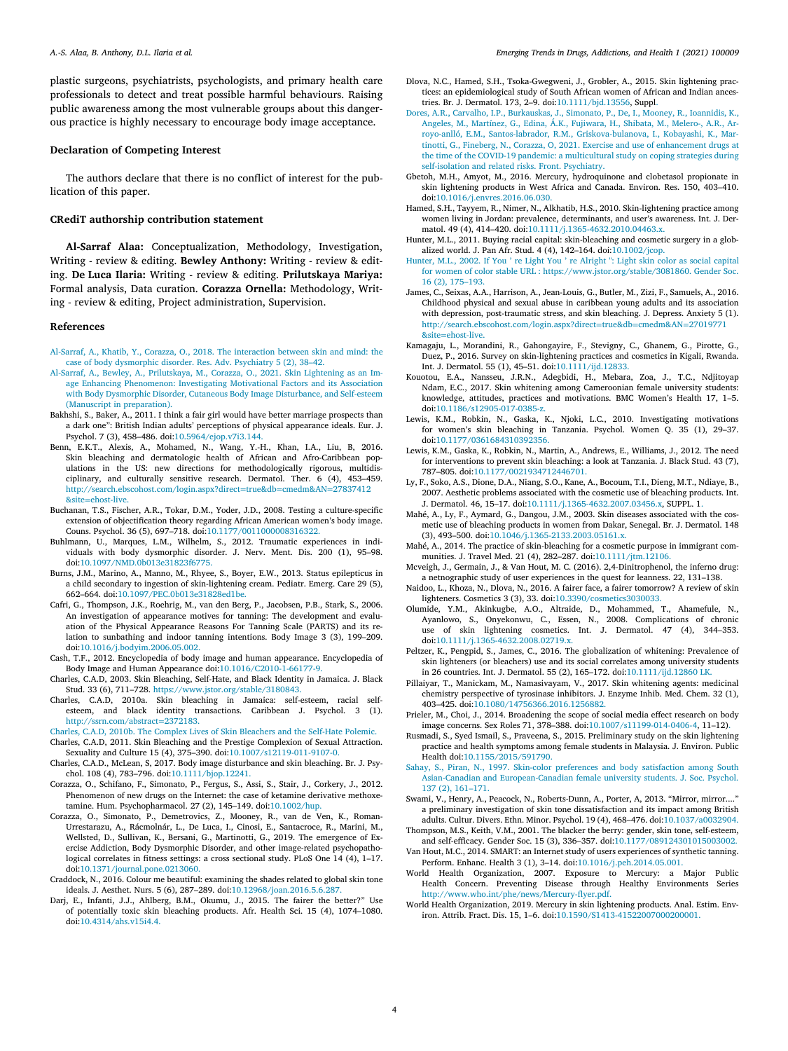plastic surgeons, psychiatrists, psychologists, and primary health care professionals to detect and treat possible harmful behaviours. Raising public awareness among the most vulnerable groups about this dangerous practice is highly necessary to encourage body image acceptance.

## Declaration of Competing Interest

The authors declare that there is no conflict of interest for the publication of this paper.

## CRediT authorship contribution statement

**Al-Sarraf Alaa:** Conceptualization, Methodology, Investigation, Writing - review & editing. **Bewley Anthony:** Writing - review & editing. **De Luca Ilaria:** Writing - review & editing. **Prilutskaya Mariya:** Formal analysis, Data curation. **Corazza Ornella:** Methodology, Writing - review & editing, Project administration, Supervision.

## References

Al-Sarraf, A., Khatib, Y., Corazza, O., 2018. The interaction between skin and mind: the case of body dysmorphic disorder. Res. Adv. Psychiatry 5 (2), 38–42.

Al-Sarraf, A., Bewley, A., Prilutskaya, M., Corazza, O., 2021. Skin Lightening as an Image Enhancing Phenomenon: Investigating Motivational Factors and its Association with Body Dysmorphic Disorder, Cutaneous Body Image Disturbance, and Self-esteem (Manuscript in preparation).

Bakhshi, S., Baker, A., 2011. I think a fair girl would have better marriage prospects than a dark one": British Indian adults' perceptions of physical appearance ideals. Eur. J. Psychol. 7 (3), 458–486. doi:10.5964/ejop.v7i3.144.

Benn, E.K.T., Alexis, A., Mohamed, N., Wang, Y.-H., Khan, I.A., Liu, B, 2016. Skin bleaching and dermatologic health of African and Afro-Caribbean populations in the US: new directions for methodologically rigorous, multidisciplinary, and culturally sensitive research. Dermatol. Ther. 6 (4), 453–459. http://search.ebscohost.com/login.aspx?direct=true&db=cmedm&AN=27837412&site=ehost-live.

Buchanan, T.S., Fischer, A.R., Tokar, D.M., Yoder, J.D., 2008. Testing a culture-specific extension of objectification theory regarding African American women's body image. Couns. Psychol. 36 (5), 697–718. doi:10.1177/0011000008316322.

Buhlmann, U., Marques, L.M., Wilhelm, S., 2012. Traumatic experiences in individuals with body dysmorphic disorder. J. Nerv. Ment. Dis. 200 (1), 95–98. doi:10.1097/NMD.0b013e31823f6775.

Burns, J.M., Marino, A., Manno, M., Rhyee, S., Boyer, E.W., 2013. Status epilepticus in a child secondary to ingestion of skin-lightening cream. Pediatr. Emerg. Care 29 (5), 662–664. doi:10.1097/PEC.0b013e31828ed1be.

Cafri, G., Thompson, J.K., Roehrig, M., van den Berg, P., Jacobsen, P.B., Stark, S., 2006. An investigation of appearance motives for tanning: The development and evaluation of the Physical Appearance Reasons For Tanning Scale (PARTS) and its relation to sunbathing and indoor tanning intentions. Body Image 3 (3), 199–209. doi:10.1016/j.bodyim.2006.05.002.

Cash, T.F., 2012. Encyclopedia of body image and human appearance. Encyclopedia of Body Image and Human Appearance doi:10.1016/C2010-1-66177-9.

Charles, C.A.D, 2003. Skin Bleaching, Self-Hate, and Black Identity in Jamaica. J. Black Stud. 33 (6), 711–728. https://www.jstor.org/stable/3180843.

Charles, C.A.D, 2010a. Skin bleaching in Jamaica: self-esteem, racial self-esteem, and black identity transactions. Caribbean J. Psychol. 3 (1). http://ssrn.com/abstract=2372183.

Charles, C.A.D, 2010b. The Complex Lives of Skin Bleachers and the Self-Hate Polemic.

Charles, C.A.D, 2011. Skin Bleaching and the Prestige Complexion of Sexual Attraction. Sexuality and Culture 15 (4), 375–390. doi:10.1007/s12119-011-9107-0.

Charles, C.A.D., McLean, S, 2017. Body image disturbance and skin bleaching. Br. J. Psychol. 108 (4), 783–796. doi:10.1111/bjop.12241.

Corazza, O., Schifano, F., Simonato, P., Fergus, S., Assi, S., Stair, J., Corkery, J., 2012. Phenomenon of new drugs on the Internet: the case of ketamine derivative methoxetamine. Hum. Psychopharmacol. 27 (2), 145–149. doi:10.1002/hup.

Corazza, O., Simonato, P., Demetrovics, Z., Mooney, R., van de Ven, K., Roman-Urrestarazu, A., Rácmolnár, L., De Luca, I., Cinosi, E., Santacroce, R., Marini, M., Wellsted, D., Sullivan, K., Bersani, G., Martinotti, G., 2019. The emergence of Exercise Addiction, Body Dysmorphic Disorder, and other image-related psychopathological correlates in fitness settings: a cross sectional study. PLoS One 14 (4), 1–17. doi:10.1371/journal.pone.0213060.

Craddock, N., 2016. Colour me beautiful: examining the shades related to global skin tone ideals. J. Aesthet. Nurs. 5 (6), 287–289. doi:10.12968/joan.2016.5.6.287.

Darj, E., Infanti, J.J., Ahlberg, B.M., Okumu, J., 2015. The fairer the better?" Use of potentially toxic skin bleaching products. Afr. Health Sci. 15 (4), 1074–1080. doi:10.4314/ahs.v15i4.4.

Dlova, N.C., Hamed, S.H., Tsoka-Gwegweni, J., Grobler, A., 2015. Skin lightening practices: an epidemiological study of South African women of African and Indian ancestries. Br. J. Dermatol. 173, 2–9. doi:10.1111/bjd.13556, Suppl.

Dores, A.R., Carvalho, I.P., Burkauskas, J., Simonato, P., De, I., Mooney, R., Ioannidis, K., Angeles, M., Martínez, G., Edina, Á.K., Fujiwara, H., Shibata, M., Melero-, A.R., Arroyo-anlló, E.M., Santos-labrador, R.M., Griskova-bulanova, I., Kobayashi, K., Martinotti, G., Fineberg, N., Corazza, O, 2021. Exercise and use of enhancement drugs at the time of the COVID-19 pandemic: a multicultural study on coping strategies during self-isolation and related risks. Front. Psychiatry.

Gbetoh, M.H., Amyot, M., 2016. Mercury, hydroquinone and clobetasol propionate in skin lightening products in West Africa and Canada. Environ. Res. 150, 403–410. doi:10.1016/j.envres.2016.06.030.

Hamed, S.H., Tayyem, R., Nimer, N., Alkhatib, H.S., 2010. Skin-lightening practice among women living in Jordan: prevalence, determinants, and user's awareness. Int. J. Dermatol. 49 (4), 414–420. doi:10.1111/j.1365-4632.2010.04463.x.

Hunter, M.L., 2011. Buying racial capital: skin-bleaching and cosmetic surgery in a globalized world. J. Pan Afr. Stud. 4 (4), 142–164. doi:10.1002/jcop.

Hunter, M.L., 2002. If You ' re Light You ' re Alright ": Light skin color as social capital for women of color stable URL : https://www.jstor.org/stable/3081860. Gender Soc. 16 (2), 175–193.

James, C., Seixas, A.A., Harrison, A., Jean-Louis, G., Butler, M., Zizi, F., Samuels, A., 2016. Childhood physical and sexual abuse in caribbean young adults and its association with depression, post-traumatic stress, and skin bleaching. J. Depress. Anxiety 5 (1). http://search.ebscohost.com/login.aspx?direct=true&db=cmedm&AN=27019771&site=ehost-live.

Kamagaju, L., Morandini, R., Gahongayire, F., Stevigny, C., Ghanem, G., Pirotte, G., Duez, P., 2016. Survey on skin-lightening practices and cosmetics in Kigali, Rwanda. Int. J. Dermatol. 55 (1), 45–51. doi:10.1111/ijd.12833.

Kouotou, E.A., Nansseu, J.R.N., Adegbidi, H., Mebara, Zoa, J., T.C., Ndjitoyap Ndam, E.C., 2017. Skin whitening among Cameroonian female university students: knowledge, attitudes, practices and motivations. BMC Women's Health 17, 1–5. doi:10.1186/s12905-017-0385-z.

Lewis, K.M., Robkin, N., Gaska, K., Njoki, L.C., 2010. Investigating motivations for women's skin bleaching in Tanzania. Psychol. Women Q. 35 (1), 29–37. doi:10.1177/0361684310392356.

Lewis, K.M., Gaska, K., Robkin, N., Martin, A., Andrews, E., Williams, J., 2012. The need for interventions to prevent skin bleaching: a look at Tanzania. J. Black Stud. 43 (7), 787–805. doi:10.1177/0021934712446701.

Ly, F., Soko, A.S., Dione, D.A., Niang, S.O., Kane, A., Bocoum, T.I., Dieng, M.T., Ndiaye, B., 2007. Aesthetic problems associated with the cosmetic use of bleaching products. Int. J. Dermatol. 46, 15–17. doi:10.1111/j.1365-4632.2007.03456.x, SUPPL. 1.

Mahé, A., Ly, F., Aymard, G., Dangou, J.M., 2003. Skin diseases associated with the cosmetic use of bleaching products in women from Dakar, Senegal. Br. J. Dermatol. 148 (3), 493–500. doi:10.1046/j.1365-2133.2003.05161.x.

Mahé, A., 2014. The practice of skin-bleaching for a cosmetic purpose in immigrant communities. J. Travel Med. 21 (4), 282–287. doi:10.1111/jtm.12106.

Mcveigh, J., Germain, J., & Van Hout, M. C. (2016). 2,4-Dinitrophenol, the inferno drug: a netnographic study of user experiences in the quest for leanness. 22, 131–138.

Naidoo, L., Khoza, N., Dlova, N., 2016. A fairer face, a fairer tomorrow? A review of skin lighteners. Cosmetics 3 (3), 33. doi:10.3390/cosmetics3030033.

Olumide, Y.M., Akinkugbe, A.O., Altraide, D., Mohammed, T., Ahamefule, N., Ayanlowo, S., Onyekonwu, C., Essen, N., 2008. Complications of chronic use of skin lightening cosmetics. Int. J. Dermatol. 47 (4), 344–353. doi:10.1111/j.1365-4632.2008.02719.x.

Peltzer, K., Pengpid, S., James, C., 2016. The globalization of whitening: Prevalence of skin lighteners (or bleachers) use and its social correlates among university students in 26 countries. Int. J. Dermatol. 55 (2), 165–172. doi:10.1111/ijd.12860 LK.

Pillaiyar, T., Manickam, M., Namasivayam, V., 2017. Skin whitening agents: medicinal chemistry perspective of tyrosinase inhibitors. J. Enzyme Inhib. Med. Chem. 32 (1), 403–425. doi:10.1080/14756366.2016.1256882.

Prieler, M., Choi, J., 2014. Broadening the scope of social media effect research on body image concerns. Sex Roles 71, 378–388. doi:10.1007/s11199-014-0406-4, 11–12).

Rusmadi, S., Syed Ismail, S., Praveena, S., 2015. Preliminary study on the skin lightening practice and health symptoms among female students in Malaysia. J. Environ. Public Health doi:10.1155/2015/591790.

Sahay, S., Piran, N., 1997. Skin-color preferences and body satisfaction among South Asian-Canadian and European-Canadian female university students. J. Soc. Psychol. 137 (2), 161–171.

Swami, V., Henry, A., Peacock, N., Roberts-Dunn, A., Porter, A, 2013. "Mirror, mirror...." a preliminary investigation of skin tone dissatisfaction and its impact among British adults. Cultur. Divers. Ethn. Minor. Psychol. 19 (4), 468–476. doi:10.1037/a0032904.

Thompson, M.S., Keith, V.M., 2001. The blacker the berry: gender, skin tone, self-esteem, and self-efficacy. Gender Soc. 15 (3), 336–357. doi:10.1177/089124301015003002.

Van Hout, M.C., 2014. SMART: an Internet study of users experiences of synthetic tanning. Perform. Enhanc. Health 3 (1), 3–14. doi:10.1016/j.peh.2014.05.001.

World Health Organization, 2007. Exposure to Mercury: a Major Public Health Concern. Preventing Disease through Healthy Environments Series http://www.who.int/phe/news/Mercury-flyer.pdf.

World Health Organization, 2019. Mercury in skin lightening products. Anal. Estim. Environ. Attrib. Fract. Dis. 15, 1–6. doi:10.1590/S1413-41522007000200001.